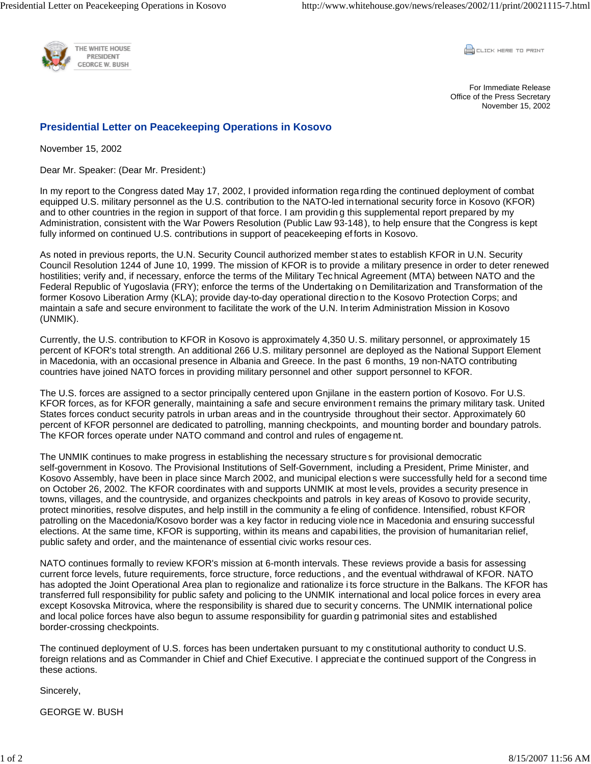THE WHITE HOUSE
PRESIDENT
GEORGE W. BUSH

For Immediate Release
Office of the Press Secretary
November 15, 2002

# Presidential Letter on Peacekeeping Operations in Kosovo

November 15, 2002

Dear Mr. Speaker: (Dear Mr. President:)

In my report to the Congress dated May 17, 2002, I provided information regarding the continued deployment of combat equipped U.S. military personnel as the U.S. contribution to the NATO-led international security force in Kosovo (KFOR) and to other countries in the region in support of that force. I am providing this supplemental report prepared by my Administration, consistent with the War Powers Resolution (Public Law 93-148), to help ensure that the Congress is kept fully informed on continued U.S. contributions in support of peacekeeping efforts in Kosovo.

As noted in previous reports, the U.N. Security Council authorized member states to establish KFOR in U.N. Security Council Resolution 1244 of June 10, 1999. The mission of KFOR is to provide a military presence in order to deter renewed hostilities; verify and, if necessary, enforce the terms of the Military Technical Agreement (MTA) between NATO and the Federal Republic of Yugoslavia (FRY); enforce the terms of the Undertaking on Demilitarization and Transformation of the former Kosovo Liberation Army (KLA); provide day-to-day operational direction to the Kosovo Protection Corps; and maintain a safe and secure environment to facilitate the work of the U.N. Interim Administration Mission in Kosovo (UNMIK).

Currently, the U.S. contribution to KFOR in Kosovo is approximately 4,350 U.S. military personnel, or approximately 15 percent of KFOR's total strength. An additional 266 U.S. military personnel are deployed as the National Support Element in Macedonia, with an occasional presence in Albania and Greece. In the past 6 months, 19 non-NATO contributing countries have joined NATO forces in providing military personnel and other support personnel to KFOR.

The U.S. forces are assigned to a sector principally centered upon Gnjilane in the eastern portion of Kosovo. For U.S. KFOR forces, as for KFOR generally, maintaining a safe and secure environment remains the primary military task. United States forces conduct security patrols in urban areas and in the countryside throughout their sector. Approximately 60 percent of KFOR personnel are dedicated to patrolling, manning checkpoints, and mounting border and boundary patrols. The KFOR forces operate under NATO command and control and rules of engagement.

The UNMIK continues to make progress in establishing the necessary structures for provisional democratic self-government in Kosovo. The Provisional Institutions of Self-Government, including a President, Prime Minister, and Kosovo Assembly, have been in place since March 2002, and municipal elections were successfully held for a second time on October 26, 2002. The KFOR coordinates with and supports UNMIK at most levels, provides a security presence in towns, villages, and the countryside, and organizes checkpoints and patrols in key areas of Kosovo to provide security, protect minorities, resolve disputes, and help instill in the community a feeling of confidence. Intensified, robust KFOR patrolling on the Macedonia/Kosovo border was a key factor in reducing violence in Macedonia and ensuring successful elections. At the same time, KFOR is supporting, within its means and capabilities, the provision of humanitarian relief, public safety and order, and the maintenance of essential civic works resources.

NATO continues formally to review KFOR's mission at 6-month intervals. These reviews provide a basis for assessing current force levels, future requirements, force structure, force reductions, and the eventual withdrawal of KFOR. NATO has adopted the Joint Operational Area plan to regionalize and rationalize its force structure in the Balkans. The KFOR has transferred full responsibility for public safety and policing to the UNMIK international and local police forces in every area except Kosovska Mitrovica, where the responsibility is shared due to security concerns. The UNMIK international police and local police forces have also begun to assume responsibility for guarding patrimonial sites and established border-crossing checkpoints.

The continued deployment of U.S. forces has been undertaken pursuant to my constitutional authority to conduct U.S. foreign relations and as Commander in Chief and Chief Executive. I appreciate the continued support of the Congress in these actions.

Sincerely,

GEORGE W. BUSH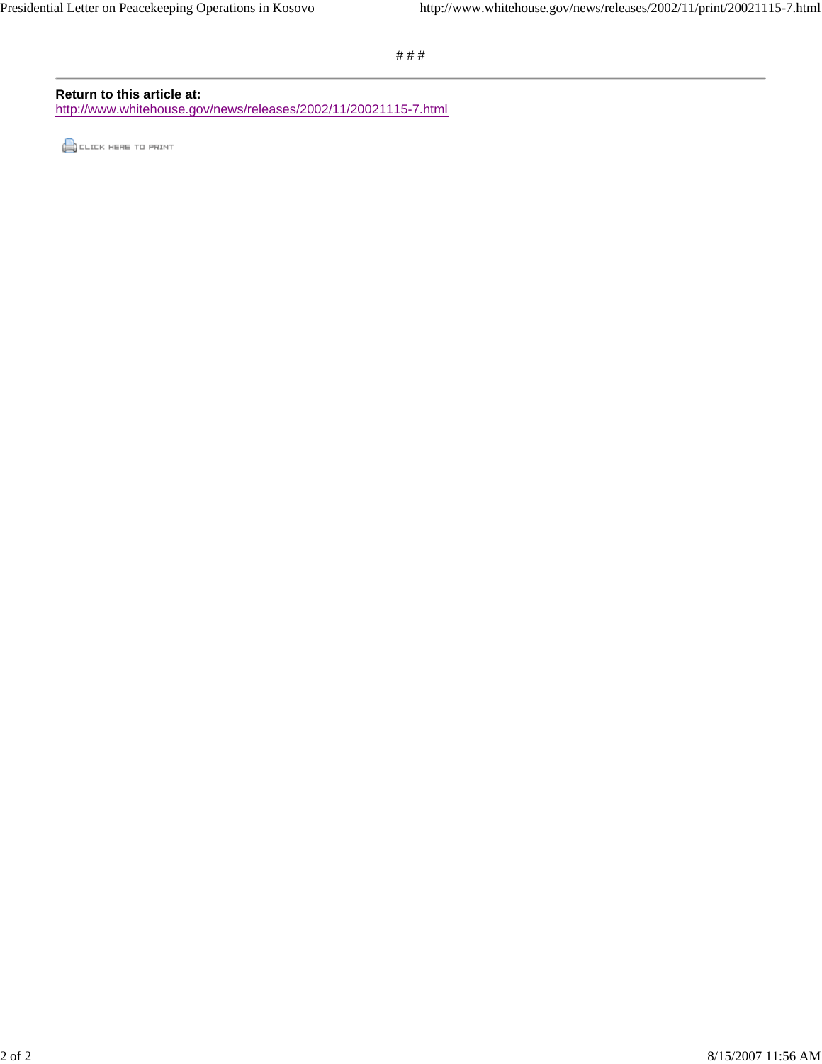# # #

**Return to this article at:**
http://www.whitehouse.gov/news/releases/2002/11/20021115-7.html

CLICK HERE TO PRINT